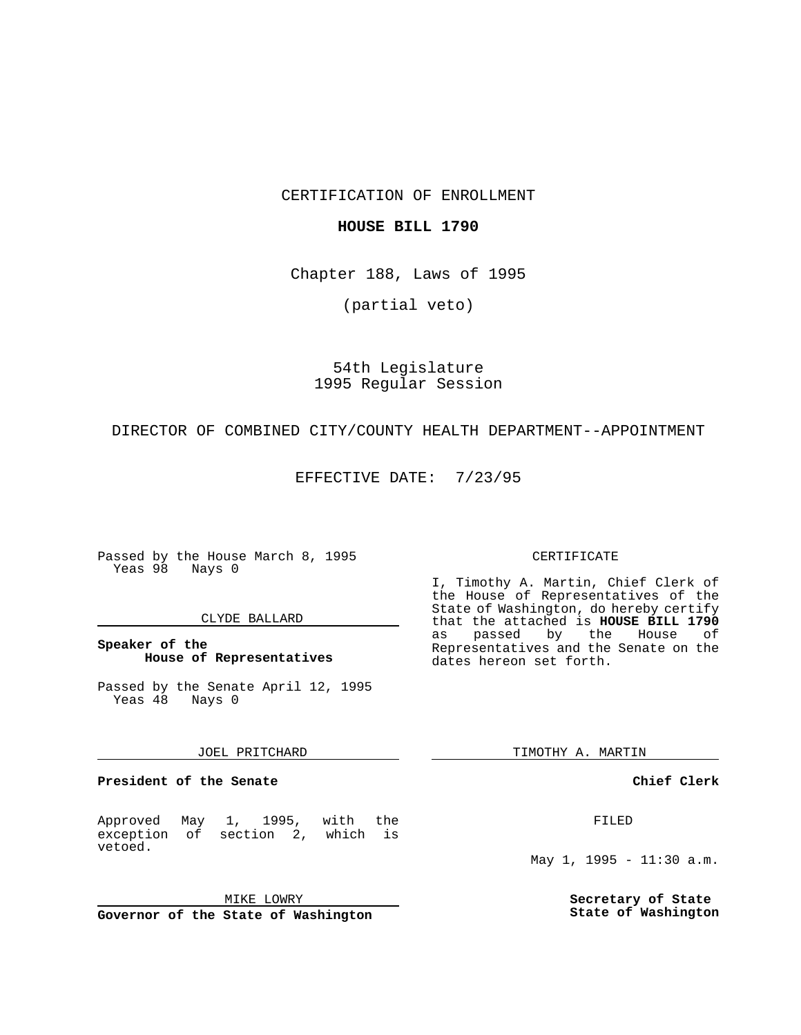CERTIFICATION OF ENROLLMENT

**HOUSE BILL 1790**

Chapter 188, Laws of 1995

(partial veto)

54th Legislature
1995 Regular Session

DIRECTOR OF COMBINED CITY/COUNTY HEALTH DEPARTMENT--APPOINTMENT

EFFECTIVE DATE: 7/23/95

Passed by the House March 8, 1995
Yeas 98 Nays 0

CLYDE BALLARD

**Speaker of the House of Representatives**

Passed by the Senate April 12, 1995
Yeas 48 Nays 0

JOEL PRITCHARD

**President of the Senate**

Approved May 1, 1995, with the exception of section 2, which is vetoed.

MIKE LOWRY

**Governor of the State of Washington**

CERTIFICATE

I, Timothy A. Martin, Chief Clerk of the House of Representatives of the State of Washington, do hereby certify that the attached is **HOUSE BILL 1790** as passed by the House of Representatives and the Senate on the dates hereon set forth.

TIMOTHY A. MARTIN

**Chief Clerk**

FILED

May 1, 1995 - 11:30 a.m.

**Secretary of State**
**State of Washington**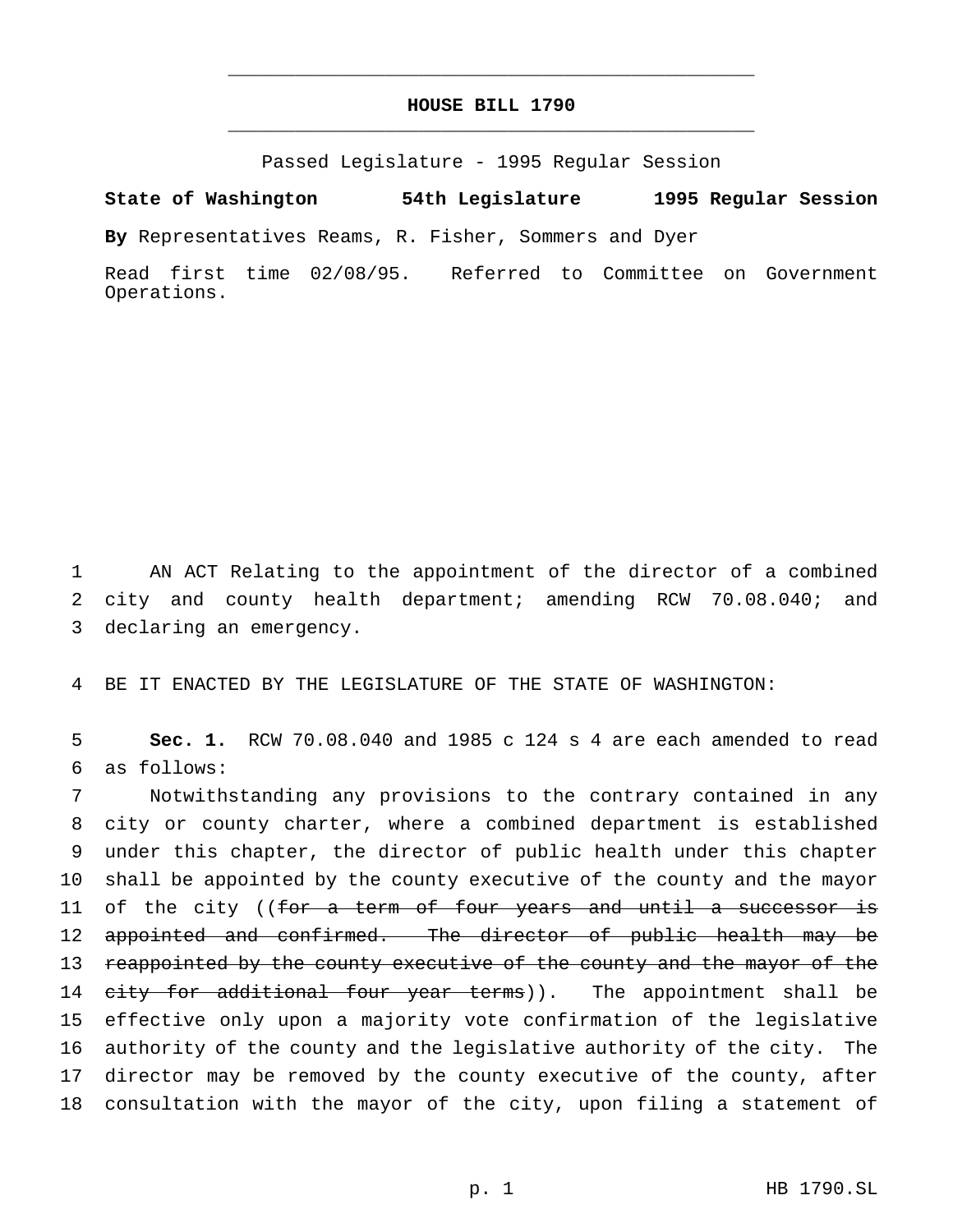# HOUSE BILL 1790

Passed Legislature - 1995 Regular Session

**State of Washington 54th Legislature 1995 Regular Session**

**By** Representatives Reams, R. Fisher, Sommers and Dyer

Read first time 02/08/95. Referred to Committee on Government Operations.

AN ACT Relating to the appointment of the director of a combined city and county health department; amending RCW 70.08.040; and declaring an emergency.

BE IT ENACTED BY THE LEGISLATURE OF THE STATE OF WASHINGTON:

**Sec. 1.** RCW 70.08.040 and 1985 c 124 s 4 are each amended to read as follows:

Notwithstanding any provisions to the contrary contained in any city or county charter, where a combined department is established under this chapter, the director of public health under this chapter shall be appointed by the county executive of the county and the mayor of the city ((~~for a term of four years and until a successor is appointed and confirmed. The director of public health may be reappointed by the county executive of the county and the mayor of the city for additional four year terms~~)). The appointment shall be effective only upon a majority vote confirmation of the legislative authority of the county and the legislative authority of the city. The director may be removed by the county executive of the county, after consultation with the mayor of the city, upon filing a statement of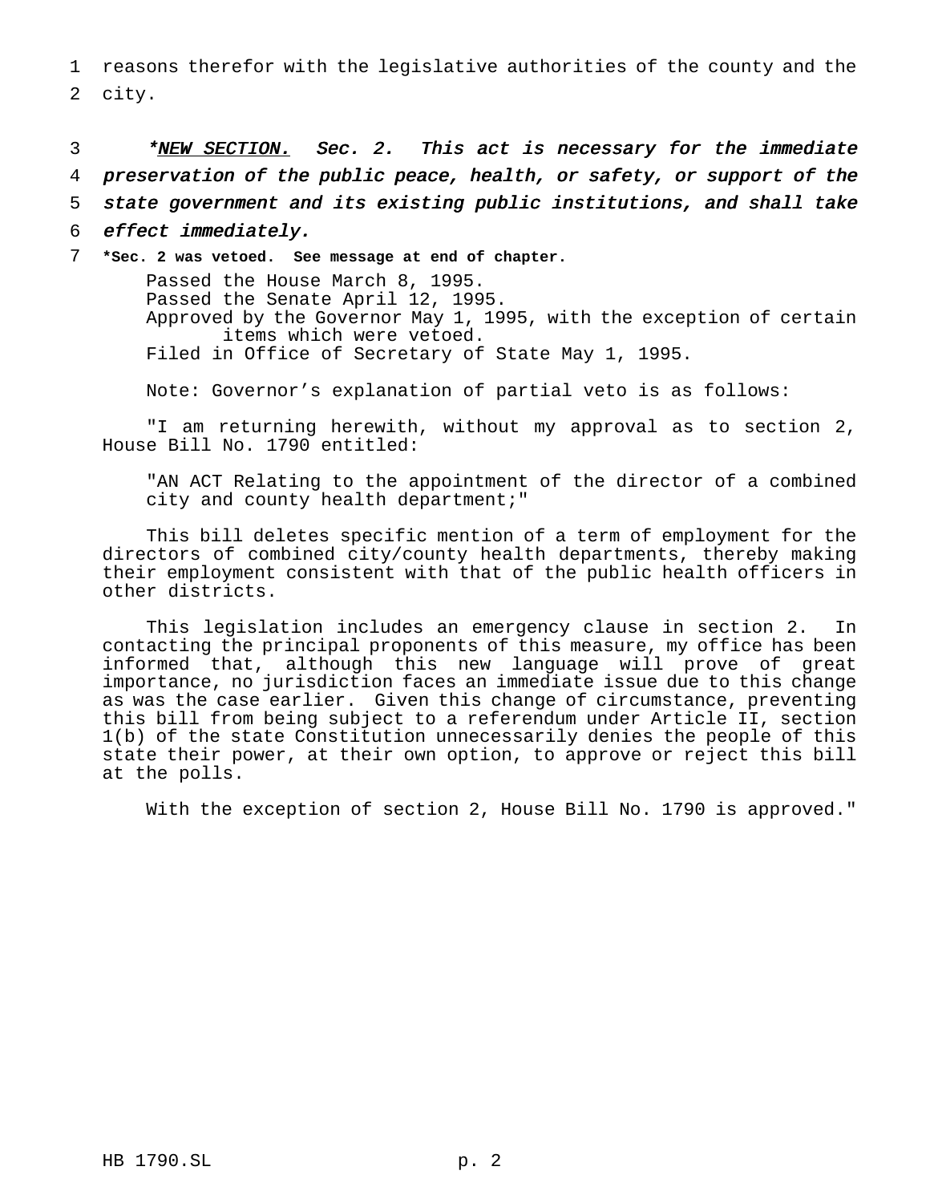reasons therefor with the legislative authorities of the county and the city.

***NEW SECTION.* Sec. 2. This act is necessary for the immediate preservation of the public peace, health, or safety, or support of the state government and its existing public institutions, and shall take effect immediately.**

***Sec. 2 was vetoed. See message at end of chapter.**

Passed the House March 8, 1995.
Passed the Senate April 12, 1995.
Approved by the Governor May 1, 1995, with the exception of certain items which were vetoed.
Filed in Office of Secretary of State May 1, 1995.

Note: Governor's explanation of partial veto is as follows:

"I am returning herewith, without my approval as to section 2, House Bill No. 1790 entitled:

"AN ACT Relating to the appointment of the director of a combined city and county health department;"

This bill deletes specific mention of a term of employment for the directors of combined city/county health departments, thereby making their employment consistent with that of the public health officers in other districts.

This legislation includes an emergency clause in section 2. In contacting the principal proponents of this measure, my office has been informed that, although this new language will prove of great importance, no jurisdiction faces an immediate issue due to this change as was the case earlier. Given this change of circumstance, preventing this bill from being subject to a referendum under Article II, section 1(b) of the state Constitution unnecessarily denies the people of this state their power, at their own option, to approve or reject this bill at the polls.

With the exception of section 2, House Bill No. 1790 is approved."